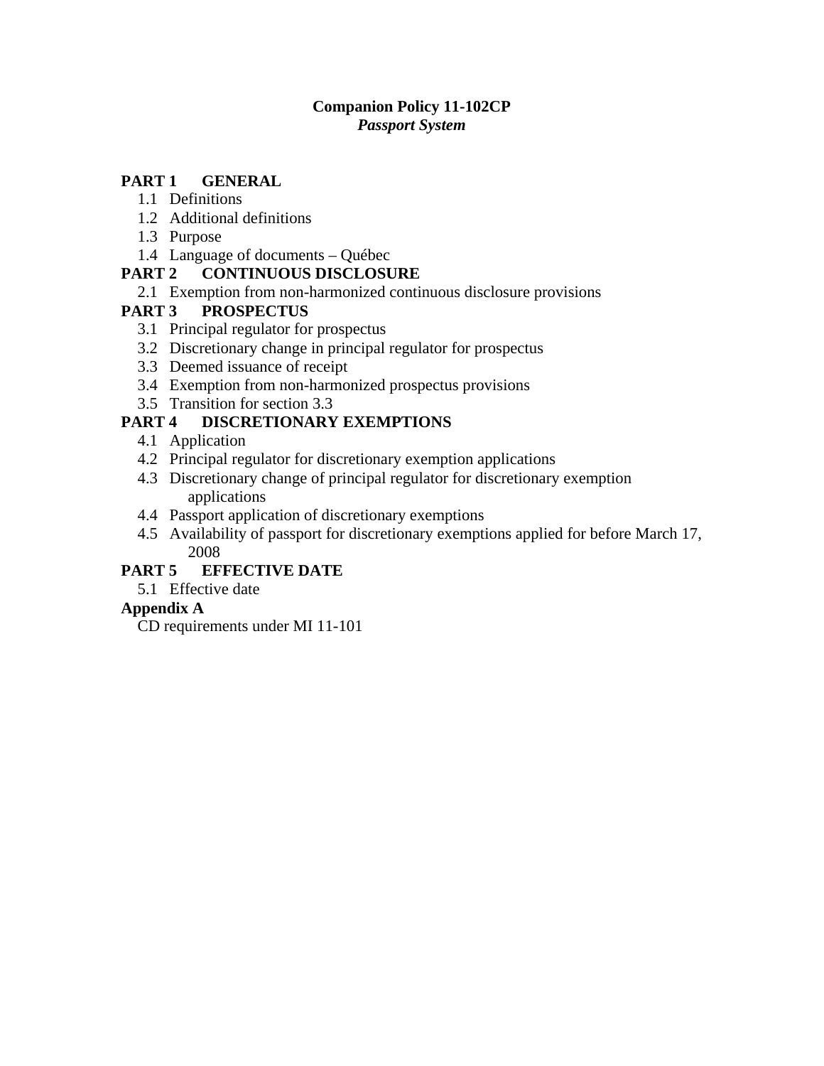**Companion Policy 11-102CP**
***Passport System***

**PART 1 GENERAL**

- 1.1 Definitions
- 1.2 Additional definitions
- 1.3 Purpose
- 1.4 Language of documents – Québec

**PART 2 CONTINUOUS DISCLOSURE**

- 2.1 Exemption from non-harmonized continuous disclosure provisions

**PART 3 PROSPECTUS**

- 3.1 Principal regulator for prospectus
- 3.2 Discretionary change in principal regulator for prospectus
- 3.3 Deemed issuance of receipt
- 3.4 Exemption from non-harmonized prospectus provisions
- 3.5 Transition for section 3.3

**PART 4 DISCRETIONARY EXEMPTIONS**

- 4.1 Application
- 4.2 Principal regulator for discretionary exemption applications
- 4.3 Discretionary change of principal regulator for discretionary exemption applications
- 4.4 Passport application of discretionary exemptions
- 4.5 Availability of passport for discretionary exemptions applied for before March 17, 2008

**PART 5 EFFECTIVE DATE**

- 5.1 Effective date

**Appendix A**

CD requirements under MI 11-101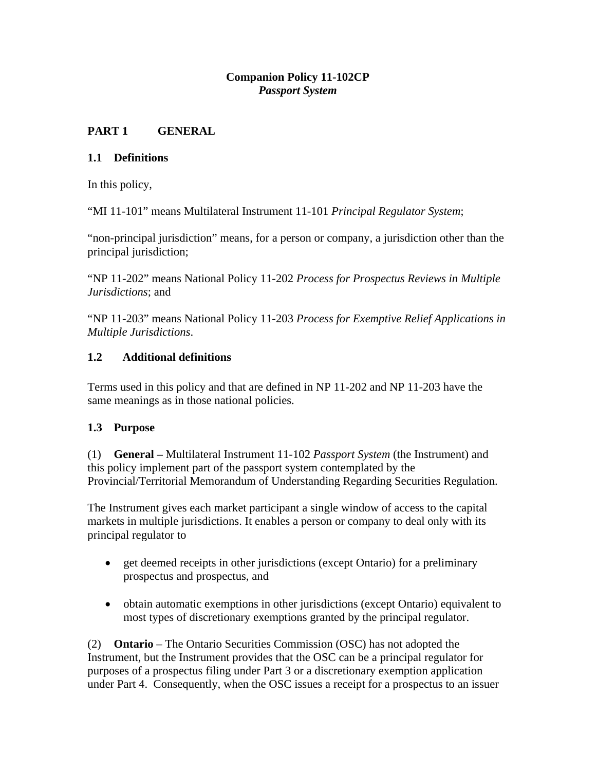**Companion Policy 11-102CP**
***Passport System***

## PART 1 GENERAL

### 1.1 Definitions

In this policy,

"MI 11-101" means Multilateral Instrument 11-101 *Principal Regulator System*;

"non-principal jurisdiction" means, for a person or company, a jurisdiction other than the principal jurisdiction;

"NP 11-202" means National Policy 11-202 *Process for Prospectus Reviews in Multiple Jurisdictions*; and

"NP 11-203" means National Policy 11-203 *Process for Exemptive Relief Applications in Multiple Jurisdictions*.

### 1.2 Additional definitions

Terms used in this policy and that are defined in NP 11-202 and NP 11-203 have the same meanings as in those national policies.

### 1.3 Purpose

(1) **General –** Multilateral Instrument 11-102 *Passport System* (the Instrument) and this policy implement part of the passport system contemplated by the Provincial/Territorial Memorandum of Understanding Regarding Securities Regulation.

The Instrument gives each market participant a single window of access to the capital markets in multiple jurisdictions. It enables a person or company to deal only with its principal regulator to

- get deemed receipts in other jurisdictions (except Ontario) for a preliminary prospectus and prospectus, and

- obtain automatic exemptions in other jurisdictions (except Ontario) equivalent to most types of discretionary exemptions granted by the principal regulator.

(2) **Ontario** – The Ontario Securities Commission (OSC) has not adopted the Instrument, but the Instrument provides that the OSC can be a principal regulator for purposes of a prospectus filing under Part 3 or a discretionary exemption application under Part 4. Consequently, when the OSC issues a receipt for a prospectus to an issuer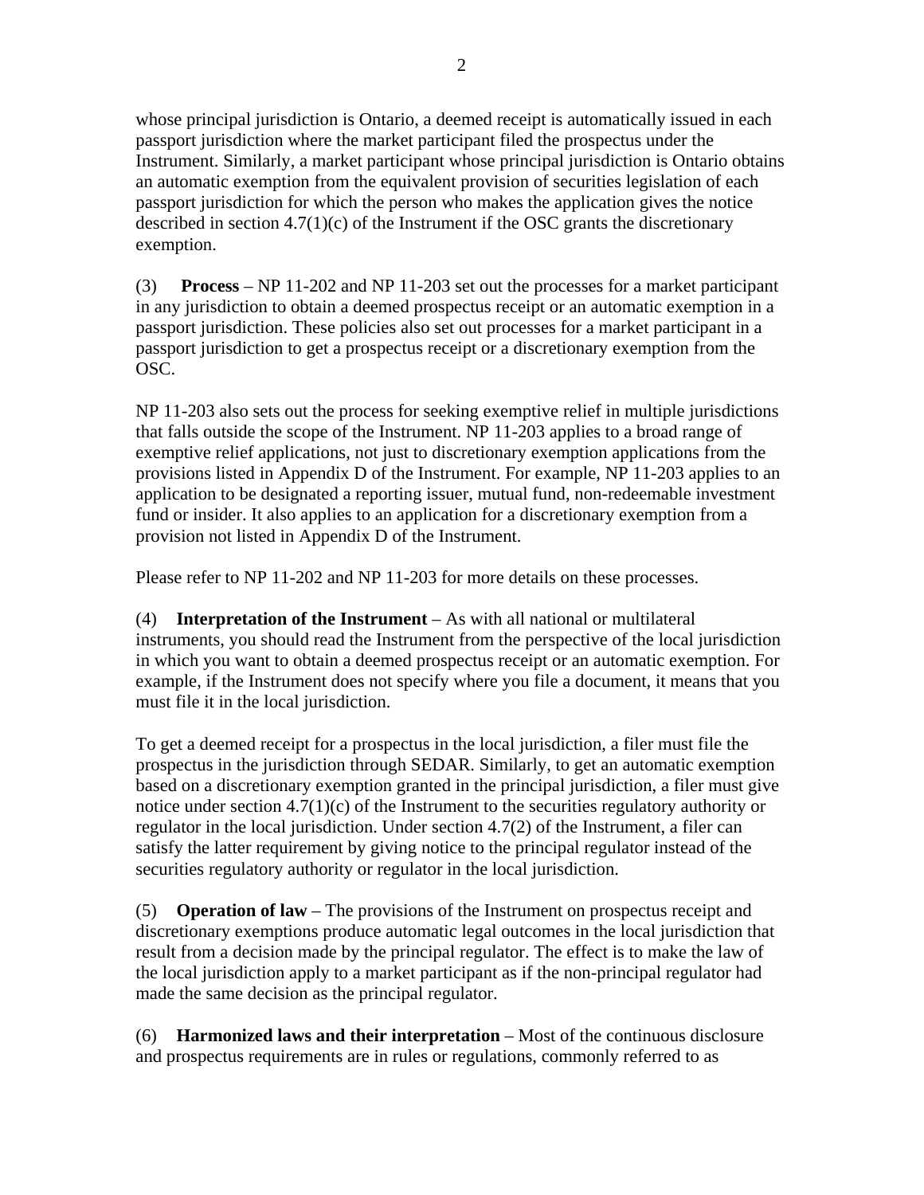whose principal jurisdiction is Ontario, a deemed receipt is automatically issued in each passport jurisdiction where the market participant filed the prospectus under the Instrument. Similarly, a market participant whose principal jurisdiction is Ontario obtains an automatic exemption from the equivalent provision of securities legislation of each passport jurisdiction for which the person who makes the application gives the notice described in section 4.7(1)(c) of the Instrument if the OSC grants the discretionary exemption.

(3) **Process** – NP 11-202 and NP 11-203 set out the processes for a market participant in any jurisdiction to obtain a deemed prospectus receipt or an automatic exemption in a passport jurisdiction. These policies also set out processes for a market participant in a passport jurisdiction to get a prospectus receipt or a discretionary exemption from the OSC.

NP 11-203 also sets out the process for seeking exemptive relief in multiple jurisdictions that falls outside the scope of the Instrument. NP 11-203 applies to a broad range of exemptive relief applications, not just to discretionary exemption applications from the provisions listed in Appendix D of the Instrument. For example, NP 11-203 applies to an application to be designated a reporting issuer, mutual fund, non-redeemable investment fund or insider. It also applies to an application for a discretionary exemption from a provision not listed in Appendix D of the Instrument.

Please refer to NP 11-202 and NP 11-203 for more details on these processes.

(4) **Interpretation of the Instrument** – As with all national or multilateral instruments, you should read the Instrument from the perspective of the local jurisdiction in which you want to obtain a deemed prospectus receipt or an automatic exemption. For example, if the Instrument does not specify where you file a document, it means that you must file it in the local jurisdiction.

To get a deemed receipt for a prospectus in the local jurisdiction, a filer must file the prospectus in the jurisdiction through SEDAR. Similarly, to get an automatic exemption based on a discretionary exemption granted in the principal jurisdiction, a filer must give notice under section 4.7(1)(c) of the Instrument to the securities regulatory authority or regulator in the local jurisdiction. Under section 4.7(2) of the Instrument, a filer can satisfy the latter requirement by giving notice to the principal regulator instead of the securities regulatory authority or regulator in the local jurisdiction.

(5) **Operation of law** – The provisions of the Instrument on prospectus receipt and discretionary exemptions produce automatic legal outcomes in the local jurisdiction that result from a decision made by the principal regulator. The effect is to make the law of the local jurisdiction apply to a market participant as if the non-principal regulator had made the same decision as the principal regulator.

(6) **Harmonized laws and their interpretation** – Most of the continuous disclosure and prospectus requirements are in rules or regulations, commonly referred to as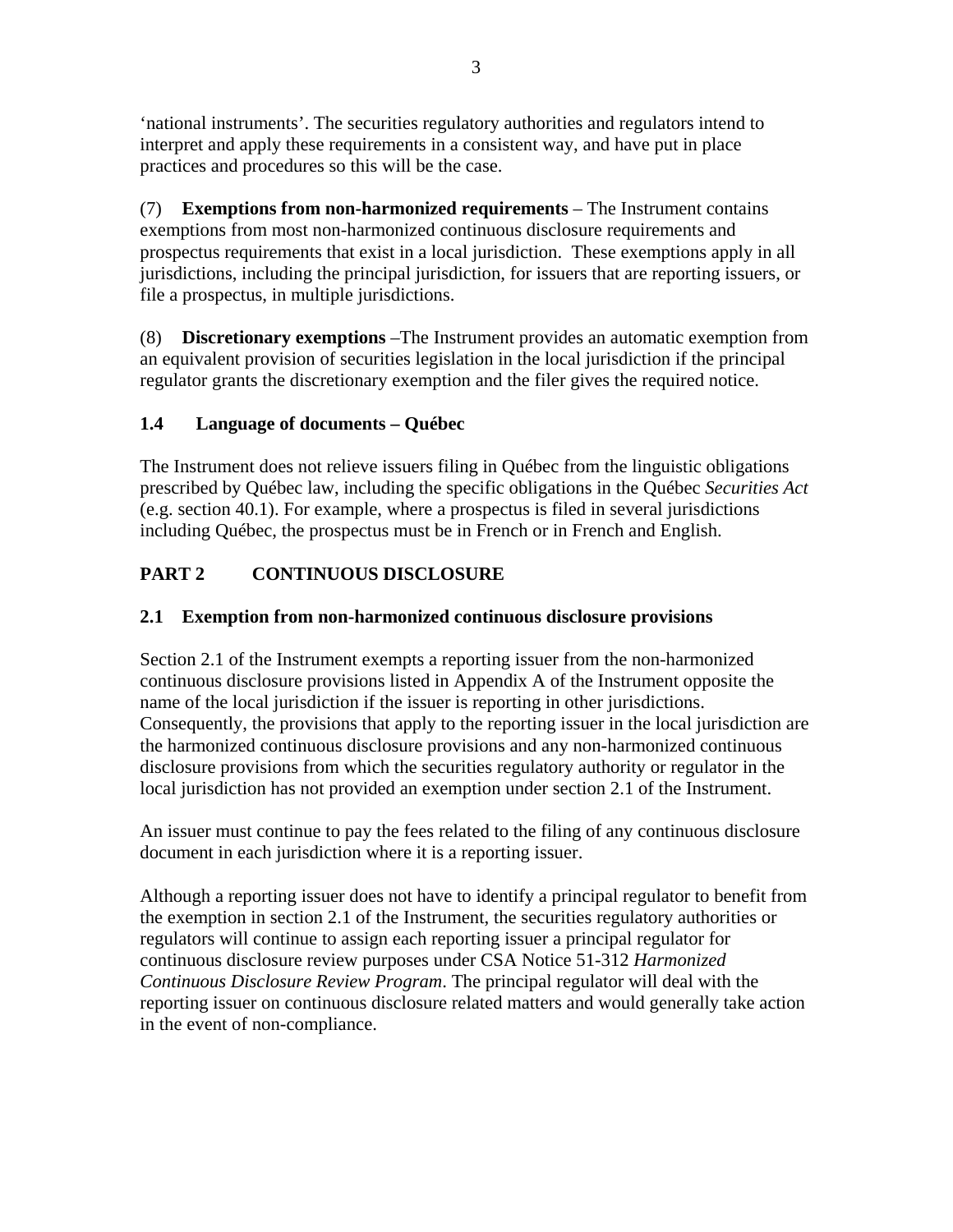'national instruments'. The securities regulatory authorities and regulators intend to interpret and apply these requirements in a consistent way, and have put in place practices and procedures so this will be the case.

(7) **Exemptions from non-harmonized requirements** – The Instrument contains exemptions from most non-harmonized continuous disclosure requirements and prospectus requirements that exist in a local jurisdiction. These exemptions apply in all jurisdictions, including the principal jurisdiction, for issuers that are reporting issuers, or file a prospectus, in multiple jurisdictions.

(8) **Discretionary exemptions** –The Instrument provides an automatic exemption from an equivalent provision of securities legislation in the local jurisdiction if the principal regulator grants the discretionary exemption and the filer gives the required notice.

### 1.4 Language of documents – Québec

The Instrument does not relieve issuers filing in Québec from the linguistic obligations prescribed by Québec law, including the specific obligations in the Québec *Securities Act* (e.g. section 40.1). For example, where a prospectus is filed in several jurisdictions including Québec, the prospectus must be in French or in French and English.

## PART 2 CONTINUOUS DISCLOSURE

### 2.1 Exemption from non-harmonized continuous disclosure provisions

Section 2.1 of the Instrument exempts a reporting issuer from the non-harmonized continuous disclosure provisions listed in Appendix A of the Instrument opposite the name of the local jurisdiction if the issuer is reporting in other jurisdictions. Consequently, the provisions that apply to the reporting issuer in the local jurisdiction are the harmonized continuous disclosure provisions and any non-harmonized continuous disclosure provisions from which the securities regulatory authority or regulator in the local jurisdiction has not provided an exemption under section 2.1 of the Instrument.

An issuer must continue to pay the fees related to the filing of any continuous disclosure document in each jurisdiction where it is a reporting issuer.

Although a reporting issuer does not have to identify a principal regulator to benefit from the exemption in section 2.1 of the Instrument, the securities regulatory authorities or regulators will continue to assign each reporting issuer a principal regulator for continuous disclosure review purposes under CSA Notice 51-312 *Harmonized Continuous Disclosure Review Program*. The principal regulator will deal with the reporting issuer on continuous disclosure related matters and would generally take action in the event of non-compliance.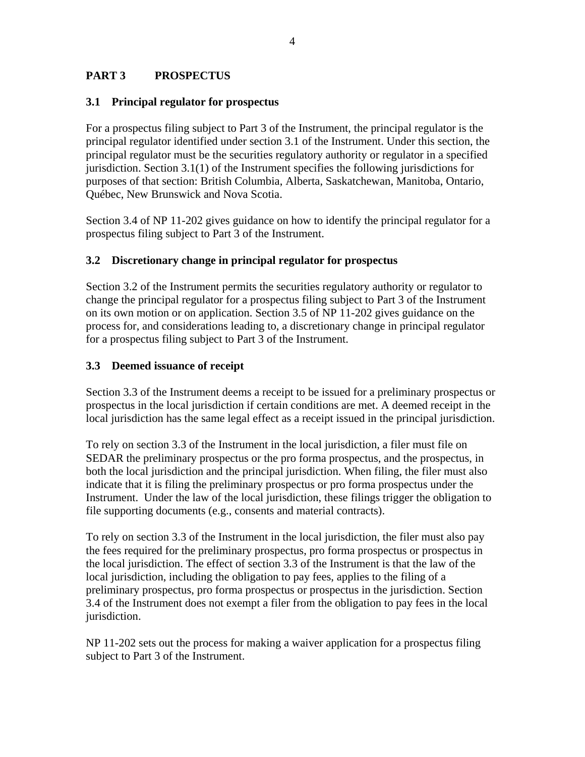## PART 3 PROSPECTUS

### 3.1 Principal regulator for prospectus

For a prospectus filing subject to Part 3 of the Instrument, the principal regulator is the principal regulator identified under section 3.1 of the Instrument. Under this section, the principal regulator must be the securities regulatory authority or regulator in a specified jurisdiction. Section 3.1(1) of the Instrument specifies the following jurisdictions for purposes of that section: British Columbia, Alberta, Saskatchewan, Manitoba, Ontario, Québec, New Brunswick and Nova Scotia.

Section 3.4 of NP 11-202 gives guidance on how to identify the principal regulator for a prospectus filing subject to Part 3 of the Instrument.

### 3.2 Discretionary change in principal regulator for prospectus

Section 3.2 of the Instrument permits the securities regulatory authority or regulator to change the principal regulator for a prospectus filing subject to Part 3 of the Instrument on its own motion or on application. Section 3.5 of NP 11-202 gives guidance on the process for, and considerations leading to, a discretionary change in principal regulator for a prospectus filing subject to Part 3 of the Instrument.

### 3.3 Deemed issuance of receipt

Section 3.3 of the Instrument deems a receipt to be issued for a preliminary prospectus or prospectus in the local jurisdiction if certain conditions are met. A deemed receipt in the local jurisdiction has the same legal effect as a receipt issued in the principal jurisdiction.

To rely on section 3.3 of the Instrument in the local jurisdiction, a filer must file on SEDAR the preliminary prospectus or the pro forma prospectus, and the prospectus, in both the local jurisdiction and the principal jurisdiction. When filing, the filer must also indicate that it is filing the preliminary prospectus or pro forma prospectus under the Instrument. Under the law of the local jurisdiction, these filings trigger the obligation to file supporting documents (e.g., consents and material contracts).

To rely on section 3.3 of the Instrument in the local jurisdiction, the filer must also pay the fees required for the preliminary prospectus, pro forma prospectus or prospectus in the local jurisdiction. The effect of section 3.3 of the Instrument is that the law of the local jurisdiction, including the obligation to pay fees, applies to the filing of a preliminary prospectus, pro forma prospectus or prospectus in the jurisdiction. Section 3.4 of the Instrument does not exempt a filer from the obligation to pay fees in the local jurisdiction.

NP 11-202 sets out the process for making a waiver application for a prospectus filing subject to Part 3 of the Instrument.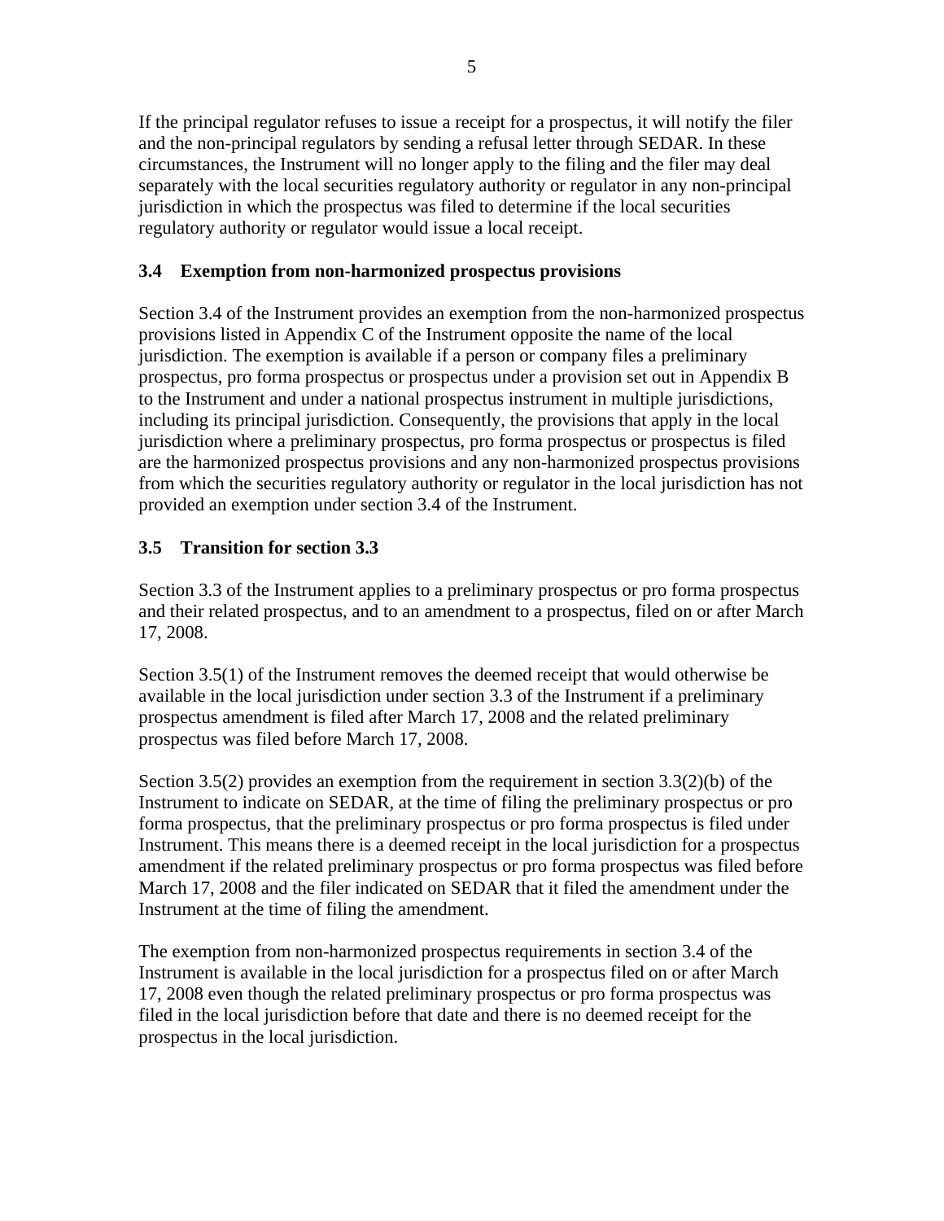If the principal regulator refuses to issue a receipt for a prospectus, it will notify the filer and the non-principal regulators by sending a refusal letter through SEDAR. In these circumstances, the Instrument will no longer apply to the filing and the filer may deal separately with the local securities regulatory authority or regulator in any non-principal jurisdiction in which the prospectus was filed to determine if the local securities regulatory authority or regulator would issue a local receipt.

### 3.4 Exemption from non-harmonized prospectus provisions

Section 3.4 of the Instrument provides an exemption from the non-harmonized prospectus provisions listed in Appendix C of the Instrument opposite the name of the local jurisdiction. The exemption is available if a person or company files a preliminary prospectus, pro forma prospectus or prospectus under a provision set out in Appendix B to the Instrument and under a national prospectus instrument in multiple jurisdictions, including its principal jurisdiction. Consequently, the provisions that apply in the local jurisdiction where a preliminary prospectus, pro forma prospectus or prospectus is filed are the harmonized prospectus provisions and any non-harmonized prospectus provisions from which the securities regulatory authority or regulator in the local jurisdiction has not provided an exemption under section 3.4 of the Instrument.

### 3.5 Transition for section 3.3

Section 3.3 of the Instrument applies to a preliminary prospectus or pro forma prospectus and their related prospectus, and to an amendment to a prospectus, filed on or after March 17, 2008.

Section 3.5(1) of the Instrument removes the deemed receipt that would otherwise be available in the local jurisdiction under section 3.3 of the Instrument if a preliminary prospectus amendment is filed after March 17, 2008 and the related preliminary prospectus was filed before March 17, 2008.

Section 3.5(2) provides an exemption from the requirement in section 3.3(2)(b) of the Instrument to indicate on SEDAR, at the time of filing the preliminary prospectus or pro forma prospectus, that the preliminary prospectus or pro forma prospectus is filed under Instrument. This means there is a deemed receipt in the local jurisdiction for a prospectus amendment if the related preliminary prospectus or pro forma prospectus was filed before March 17, 2008 and the filer indicated on SEDAR that it filed the amendment under the Instrument at the time of filing the amendment.

The exemption from non-harmonized prospectus requirements in section 3.4 of the Instrument is available in the local jurisdiction for a prospectus filed on or after March 17, 2008 even though the related preliminary prospectus or pro forma prospectus was filed in the local jurisdiction before that date and there is no deemed receipt for the prospectus in the local jurisdiction.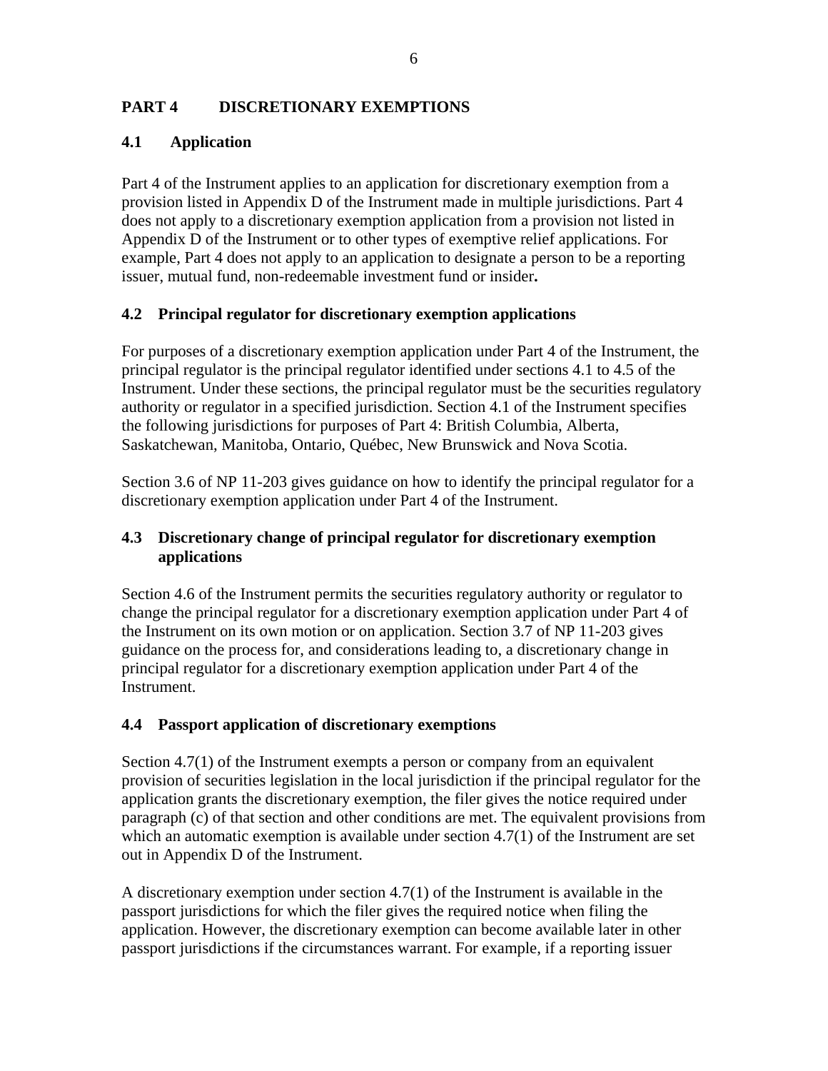## PART 4 DISCRETIONARY EXEMPTIONS

### 4.1 Application

Part 4 of the Instrument applies to an application for discretionary exemption from a provision listed in Appendix D of the Instrument made in multiple jurisdictions. Part 4 does not apply to a discretionary exemption application from a provision not listed in Appendix D of the Instrument or to other types of exemptive relief applications. For example, Part 4 does not apply to an application to designate a person to be a reporting issuer, mutual fund, non-redeemable investment fund or insider**.**

### 4.2 Principal regulator for discretionary exemption applications

For purposes of a discretionary exemption application under Part 4 of the Instrument, the principal regulator is the principal regulator identified under sections 4.1 to 4.5 of the Instrument. Under these sections, the principal regulator must be the securities regulatory authority or regulator in a specified jurisdiction. Section 4.1 of the Instrument specifies the following jurisdictions for purposes of Part 4: British Columbia, Alberta, Saskatchewan, Manitoba, Ontario, Québec, New Brunswick and Nova Scotia.

Section 3.6 of NP 11-203 gives guidance on how to identify the principal regulator for a discretionary exemption application under Part 4 of the Instrument.

### 4.3 Discretionary change of principal regulator for discretionary exemption applications

Section 4.6 of the Instrument permits the securities regulatory authority or regulator to change the principal regulator for a discretionary exemption application under Part 4 of the Instrument on its own motion or on application. Section 3.7 of NP 11-203 gives guidance on the process for, and considerations leading to, a discretionary change in principal regulator for a discretionary exemption application under Part 4 of the Instrument.

### 4.4 Passport application of discretionary exemptions

Section 4.7(1) of the Instrument exempts a person or company from an equivalent provision of securities legislation in the local jurisdiction if the principal regulator for the application grants the discretionary exemption, the filer gives the notice required under paragraph (c) of that section and other conditions are met. The equivalent provisions from which an automatic exemption is available under section 4.7(1) of the Instrument are set out in Appendix D of the Instrument.

A discretionary exemption under section 4.7(1) of the Instrument is available in the passport jurisdictions for which the filer gives the required notice when filing the application. However, the discretionary exemption can become available later in other passport jurisdictions if the circumstances warrant. For example, if a reporting issuer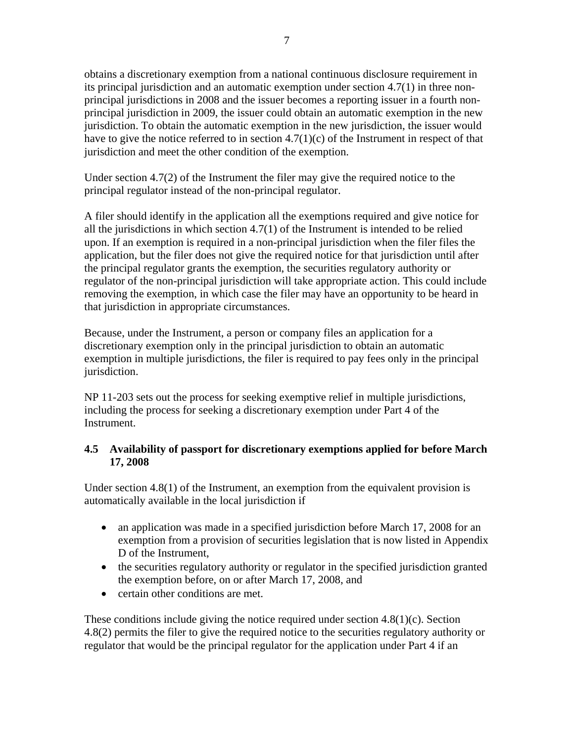obtains a discretionary exemption from a national continuous disclosure requirement in its principal jurisdiction and an automatic exemption under section 4.7(1) in three non-principal jurisdictions in 2008 and the issuer becomes a reporting issuer in a fourth non-principal jurisdiction in 2009, the issuer could obtain an automatic exemption in the new jurisdiction. To obtain the automatic exemption in the new jurisdiction, the issuer would have to give the notice referred to in section 4.7(1)(c) of the Instrument in respect of that jurisdiction and meet the other condition of the exemption.

Under section 4.7(2) of the Instrument the filer may give the required notice to the principal regulator instead of the non-principal regulator.

A filer should identify in the application all the exemptions required and give notice for all the jurisdictions in which section 4.7(1) of the Instrument is intended to be relied upon. If an exemption is required in a non-principal jurisdiction when the filer files the application, but the filer does not give the required notice for that jurisdiction until after the principal regulator grants the exemption, the securities regulatory authority or regulator of the non-principal jurisdiction will take appropriate action. This could include removing the exemption, in which case the filer may have an opportunity to be heard in that jurisdiction in appropriate circumstances.

Because, under the Instrument, a person or company files an application for a discretionary exemption only in the principal jurisdiction to obtain an automatic exemption in multiple jurisdictions, the filer is required to pay fees only in the principal jurisdiction.

NP 11-203 sets out the process for seeking exemptive relief in multiple jurisdictions, including the process for seeking a discretionary exemption under Part 4 of the Instrument.

### 4.5 Availability of passport for discretionary exemptions applied for before March 17, 2008

Under section 4.8(1) of the Instrument, an exemption from the equivalent provision is automatically available in the local jurisdiction if

- an application was made in a specified jurisdiction before March 17, 2008 for an exemption from a provision of securities legislation that is now listed in Appendix D of the Instrument,
- the securities regulatory authority or regulator in the specified jurisdiction granted the exemption before, on or after March 17, 2008, and
- certain other conditions are met.

These conditions include giving the notice required under section 4.8(1)(c). Section 4.8(2) permits the filer to give the required notice to the securities regulatory authority or regulator that would be the principal regulator for the application under Part 4 if an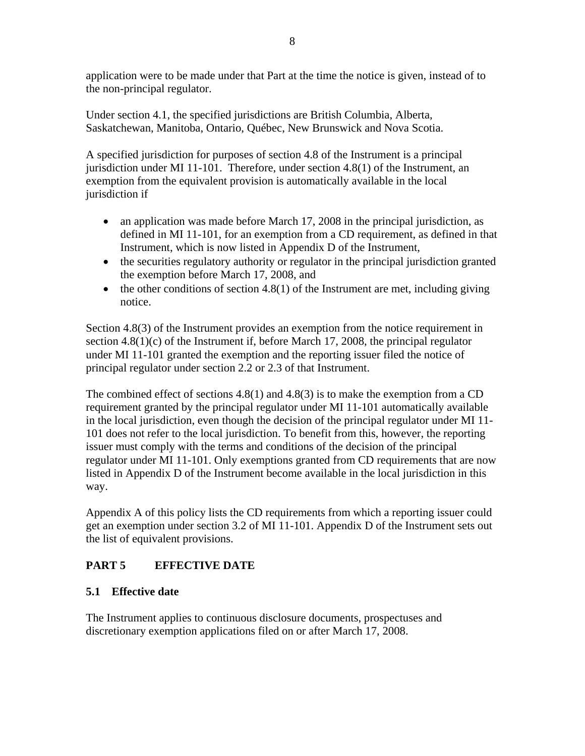application were to be made under that Part at the time the notice is given, instead of to the non-principal regulator.

Under section 4.1, the specified jurisdictions are British Columbia, Alberta, Saskatchewan, Manitoba, Ontario, Québec, New Brunswick and Nova Scotia.

A specified jurisdiction for purposes of section 4.8 of the Instrument is a principal jurisdiction under MI 11-101. Therefore, under section 4.8(1) of the Instrument, an exemption from the equivalent provision is automatically available in the local jurisdiction if

- an application was made before March 17, 2008 in the principal jurisdiction, as defined in MI 11-101, for an exemption from a CD requirement, as defined in that Instrument, which is now listed in Appendix D of the Instrument,
- the securities regulatory authority or regulator in the principal jurisdiction granted the exemption before March 17, 2008, and
- the other conditions of section 4.8(1) of the Instrument are met, including giving notice.

Section 4.8(3) of the Instrument provides an exemption from the notice requirement in section 4.8(1)(c) of the Instrument if, before March 17, 2008, the principal regulator under MI 11-101 granted the exemption and the reporting issuer filed the notice of principal regulator under section 2.2 or 2.3 of that Instrument.

The combined effect of sections 4.8(1) and 4.8(3) is to make the exemption from a CD requirement granted by the principal regulator under MI 11-101 automatically available in the local jurisdiction, even though the decision of the principal regulator under MI 11-101 does not refer to the local jurisdiction. To benefit from this, however, the reporting issuer must comply with the terms and conditions of the decision of the principal regulator under MI 11-101. Only exemptions granted from CD requirements that are now listed in Appendix D of the Instrument become available in the local jurisdiction in this way.

Appendix A of this policy lists the CD requirements from which a reporting issuer could get an exemption under section 3.2 of MI 11-101. Appendix D of the Instrument sets out the list of equivalent provisions.

## PART 5 EFFECTIVE DATE

### 5.1 Effective date

The Instrument applies to continuous disclosure documents, prospectuses and discretionary exemption applications filed on or after March 17, 2008.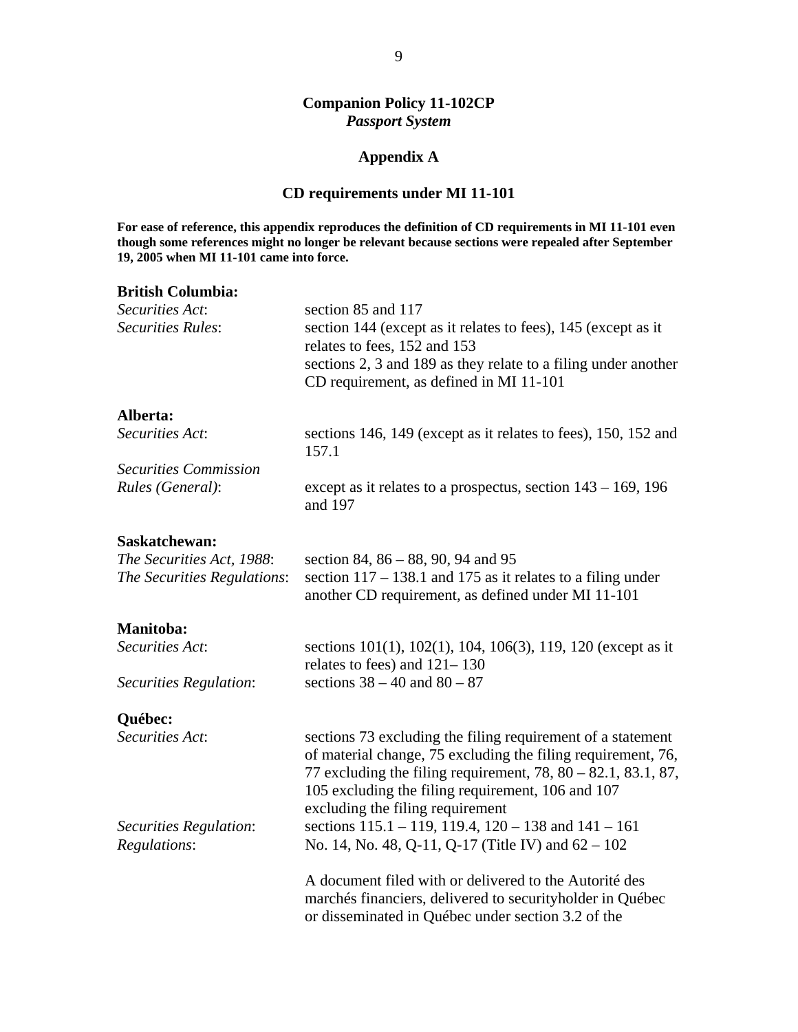**Companion Policy 11-102CP**
***Passport System***

**Appendix A**

**CD requirements under MI 11-101**

**For ease of reference, this appendix reproduces the definition of CD requirements in MI 11-101 even though some references might no longer be relevant because sections were repealed after September 19, 2005 when MI 11-101 came into force.**

**British Columbia:**

| | |
|---|---|
| *Securities Act*: | section 85 and 117 |
| *Securities Rules*: | section 144 (except as it relates to fees), 145 (except as it relates to fees, 152 and 153<br>sections 2, 3 and 189 as they relate to a filing under another CD requirement, as defined in MI 11-101 |

**Alberta:**

| | |
|---|---|
| *Securities Act*: | sections 146, 149 (except as it relates to fees), 150, 152 and 157.1 |
| *Securities Commission Rules (General)*: | except as it relates to a prospectus, section 143 – 169, 196 and 197 |

**Saskatchewan:**

| | |
|---|---|
| *The Securities Act, 1988*: | section 84, 86 – 88, 90, 94 and 95 |
| *The Securities Regulations*: | section 117 – 138.1 and 175 as it relates to a filing under another CD requirement, as defined under MI 11-101 |

**Manitoba:**

| | |
|---|---|
| *Securities Act*: | sections 101(1), 102(1), 104, 106(3), 119, 120 (except as it relates to fees) and 121– 130 |
| *Securities Regulation*: | sections 38 – 40 and 80 – 87 |

**Québec:**

| | |
|---|---|
| *Securities Act*: | sections 73 excluding the filing requirement of a statement of material change, 75 excluding the filing requirement, 76, 77 excluding the filing requirement, 78, 80 – 82.1, 83.1, 87, 105 excluding the filing requirement, 106 and 107 excluding the filing requirement |
| *Securities Regulation*: | sections 115.1 – 119, 119.4, 120 – 138 and 141 – 161 |
| *Regulations*: | No. 14, No. 48, Q-11, Q-17 (Title IV) and 62 – 102 |

A document filed with or delivered to the Autorité des marchés financiers, delivered to securityholder in Québec or disseminated in Québec under section 3.2 of the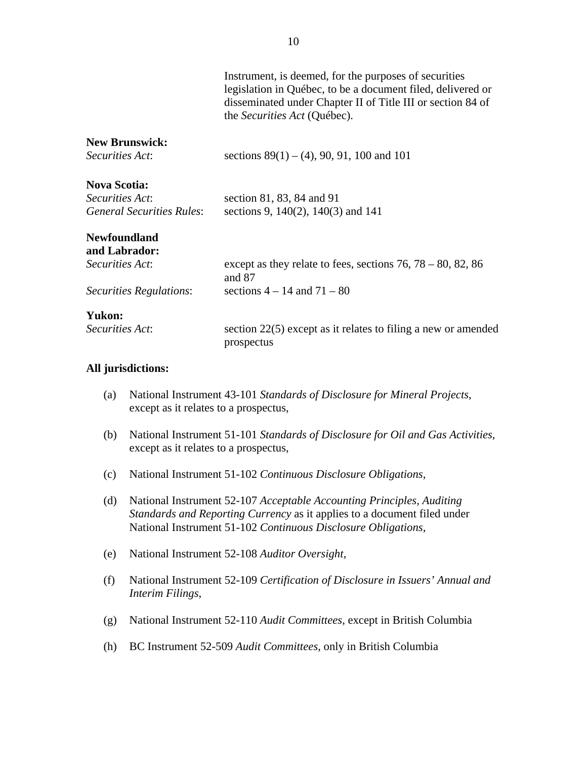Instrument, is deemed, for the purposes of securities legislation in Québec, to be a document filed, delivered or disseminated under Chapter II of Title III or section 84 of the *Securities Act* (Québec).

**New Brunswick:**

| | |
|---|---|
| *Securities Act*: | sections 89(1) – (4), 90, 91, 100 and 101 |

**Nova Scotia:**

| | |
|---|---|
| *Securities Act*: | section 81, 83, 84 and 91 |
| *General Securities Rules*: | sections 9, 140(2), 140(3) and 141 |

**Newfoundland and Labrador:**

| | |
|---|---|
| *Securities Act*: | except as they relate to fees, sections 76, 78 – 80, 82, 86 and 87 |
| *Securities Regulations*: | sections 4 – 14 and 71 – 80 |

**Yukon:**

| | |
|---|---|
| *Securities Act*: | section 22(5) except as it relates to filing a new or amended prospectus |

**All jurisdictions:**

(a) National Instrument 43-101 *Standards of Disclosure for Mineral Projects*, except as it relates to a prospectus,

(b) National Instrument 51-101 *Standards of Disclosure for Oil and Gas Activities*, except as it relates to a prospectus,

(c) National Instrument 51-102 *Continuous Disclosure Obligations*,

(d) National Instrument 52-107 *Acceptable Accounting Principles, Auditing Standards and Reporting Currency* as it applies to a document filed under National Instrument 51-102 *Continuous Disclosure Obligations*,

(e) National Instrument 52-108 *Auditor Oversight*,

(f) National Instrument 52-109 *Certification of Disclosure in Issuers' Annual and Interim Filings*,

(g) National Instrument 52-110 *Audit Committees*, except in British Columbia

(h) BC Instrument 52-509 *Audit Committees*, only in British Columbia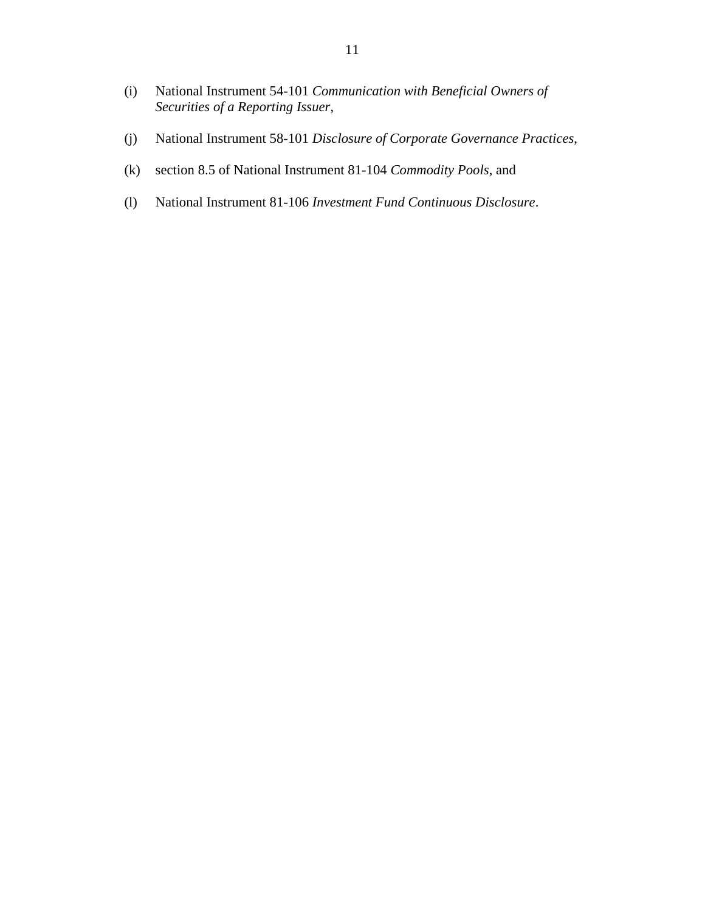(i) National Instrument 54-101 *Communication with Beneficial Owners of Securities of a Reporting Issuer*,

(j) National Instrument 58-101 *Disclosure of Corporate Governance Practices*,

(k) section 8.5 of National Instrument 81-104 *Commodity Pools*, and

(l) National Instrument 81-106 *Investment Fund Continuous Disclosure*.